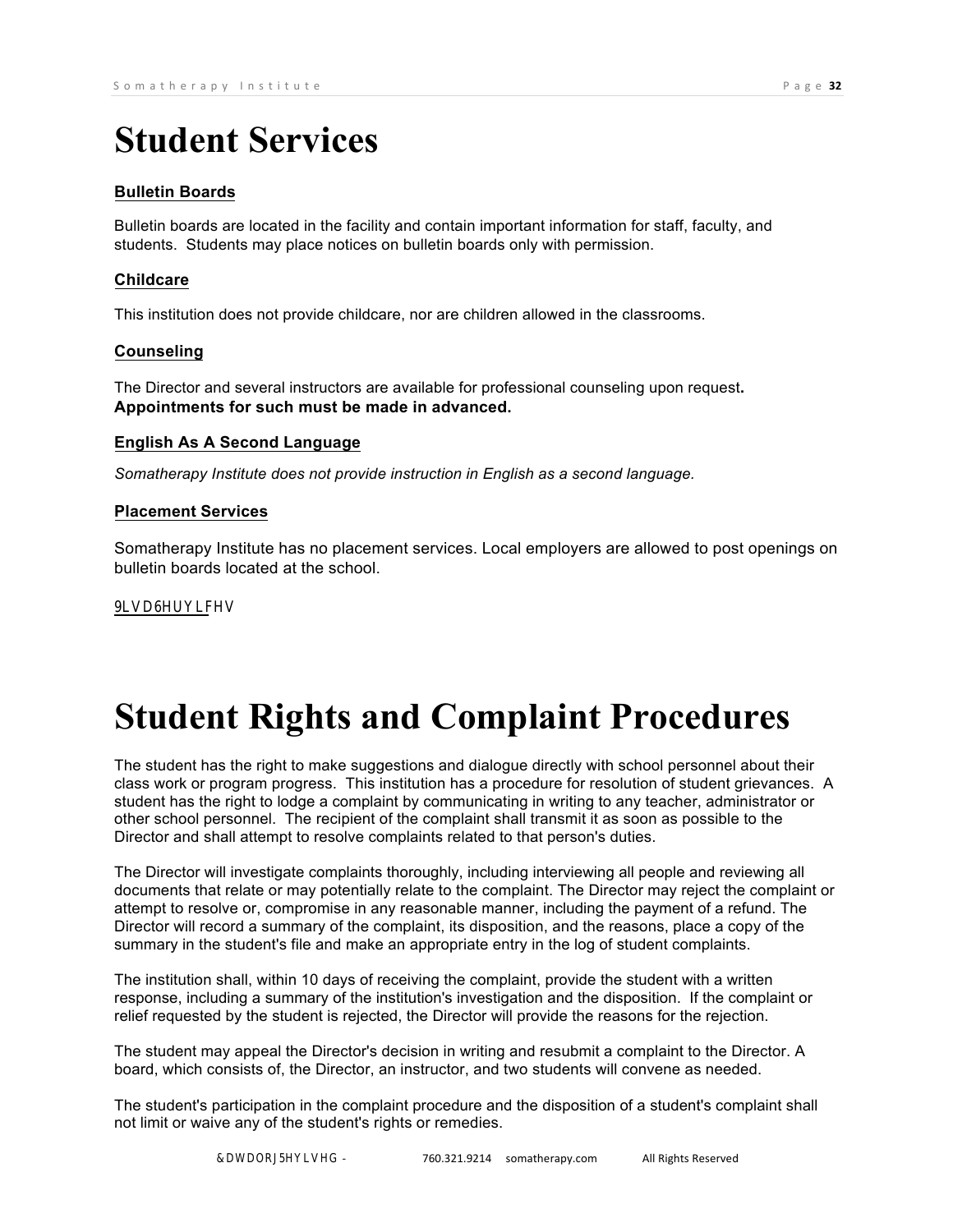# Student Services

### Bulletin Boards

Bulletin boards are located in the facility and contain important information for staff, faculty, and students. Students may place notices on bulletin boards only with permission.

### Childcare

This institution does not provide childcare, nor are children allowed in the classrooms.

### Counseling

The Director and several instructors are available for professional counseling upon request**.** **Appointments for such must be made in advanced.**

### English As A Second Language

*Somatherapy Institute does not provide instruction in English as a second language.*

### Placement Services

Somatherapy Institute has no placement services. Local employers are allowed to post openings on bulletin boards located at the school.

### Visa Services

# Student Rights and Complaint Procedures

The student has the right to make suggestions and dialogue directly with school personnel about their class work or program progress. This institution has a procedure for resolution of student grievances. A student has the right to lodge a complaint by communicating in writing to any teacher, administrator or other school personnel. The recipient of the complaint shall transmit it as soon as possible to the Director and shall attempt to resolve complaints related to that person's duties.

The Director will investigate complaints thoroughly, including interviewing all people and reviewing all documents that relate or may potentially relate to the complaint. The Director may reject the complaint or attempt to resolve or, compromise in any reasonable manner, including the payment of a refund. The Director will record a summary of the complaint, its disposition, and the reasons, place a copy of the summary in the student's file and make an appropriate entry in the log of student complaints.

The institution shall, within 10 days of receiving the complaint, provide the student with a written response, including a summary of the institution's investigation and the disposition. If the complaint or relief requested by the student is rejected, the Director will provide the reasons for the rejection.

The student may appeal the Director's decision in writing and resubmit a complaint to the Director. A board, which consists of, the Director, an instructor, and two students will convene as needed.

The student's participation in the complaint procedure and the disposition of a student's complaint shall not limit or waive any of the student's rights or remedies.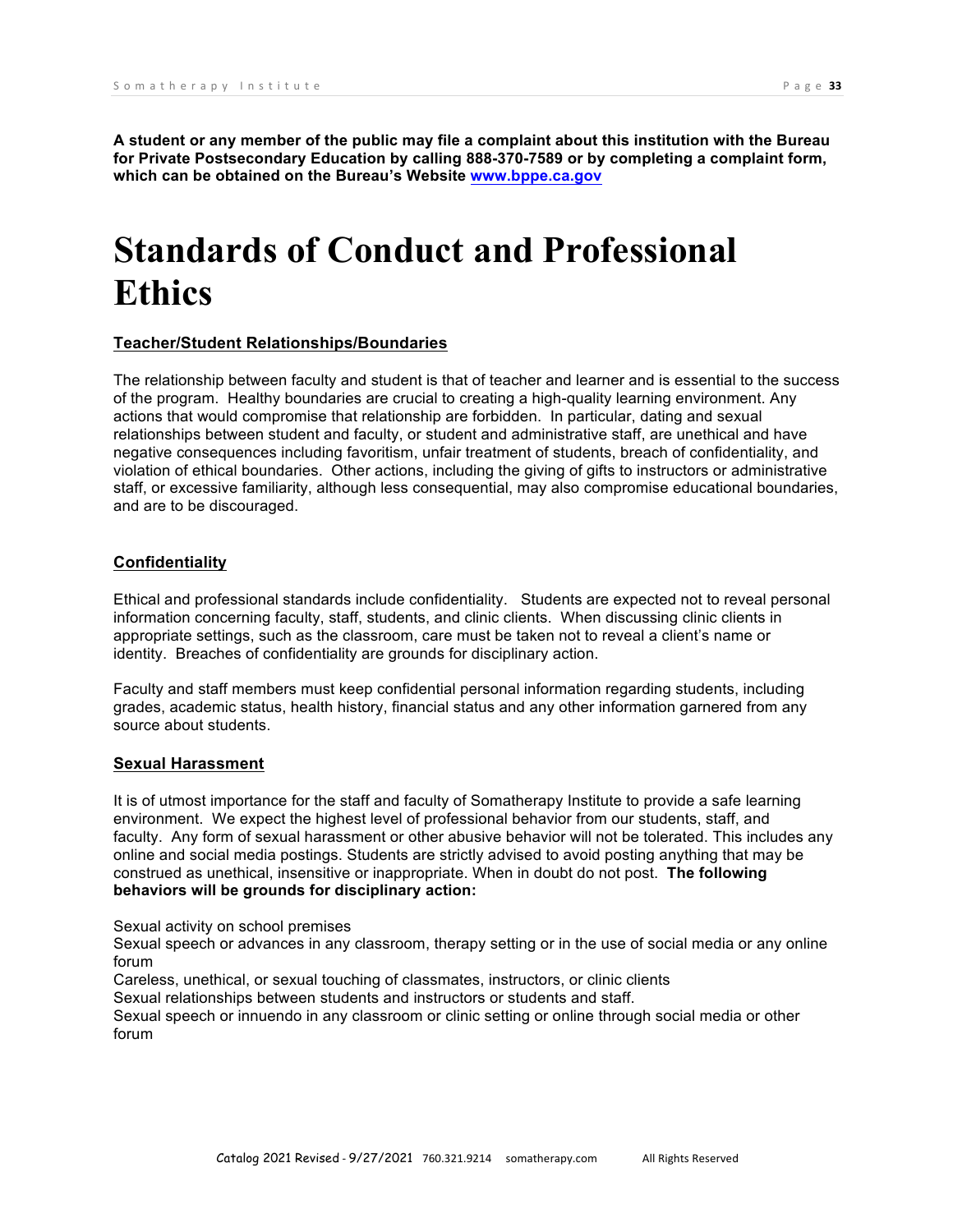**A student or any member of the public may file a complaint about this institution with the Bureau for Private Postsecondary Education by calling 888-370-7589 or by completing a complaint form, which can be obtained on the Bureau's Website [www.bppe.ca.gov](http://www.bppe.ca.gov)**

# Standards of Conduct and Professional Ethics

### Teacher/Student Relationships/Boundaries

The relationship between faculty and student is that of teacher and learner and is essential to the success of the program. Healthy boundaries are crucial to creating a high-quality learning environment. Any actions that would compromise that relationship are forbidden. In particular, dating and sexual relationships between student and faculty, or student and administrative staff, are unethical and have negative consequences including favoritism, unfair treatment of students, breach of confidentiality, and violation of ethical boundaries. Other actions, including the giving of gifts to instructors or administrative staff, or excessive familiarity, although less consequential, may also compromise educational boundaries, and are to be discouraged.

### Confidentiality

Ethical and professional standards include confidentiality. Students are expected not to reveal personal information concerning faculty, staff, students, and clinic clients. When discussing clinic clients in appropriate settings, such as the classroom, care must be taken not to reveal a client's name or identity. Breaches of confidentiality are grounds for disciplinary action.

Faculty and staff members must keep confidential personal information regarding students, including grades, academic status, health history, financial status and any other information garnered from any source about students.

### Sexual Harassment

It is of utmost importance for the staff and faculty of Somatherapy Institute to provide a safe learning environment. We expect the highest level of professional behavior from our students, staff, and faculty. Any form of sexual harassment or other abusive behavior will not be tolerated. This includes any online and social media postings. Students are strictly advised to avoid posting anything that may be construed as unethical, insensitive or inappropriate. When in doubt do not post. **The following behaviors will be grounds for disciplinary action:**

Sexual activity on school premises
Sexual speech or advances in any classroom, therapy setting or in the use of social media or any online forum
Careless, unethical, or sexual touching of classmates, instructors, or clinic clients
Sexual relationships between students and instructors or students and staff.
Sexual speech or innuendo in any classroom or clinic setting or online through social media or other forum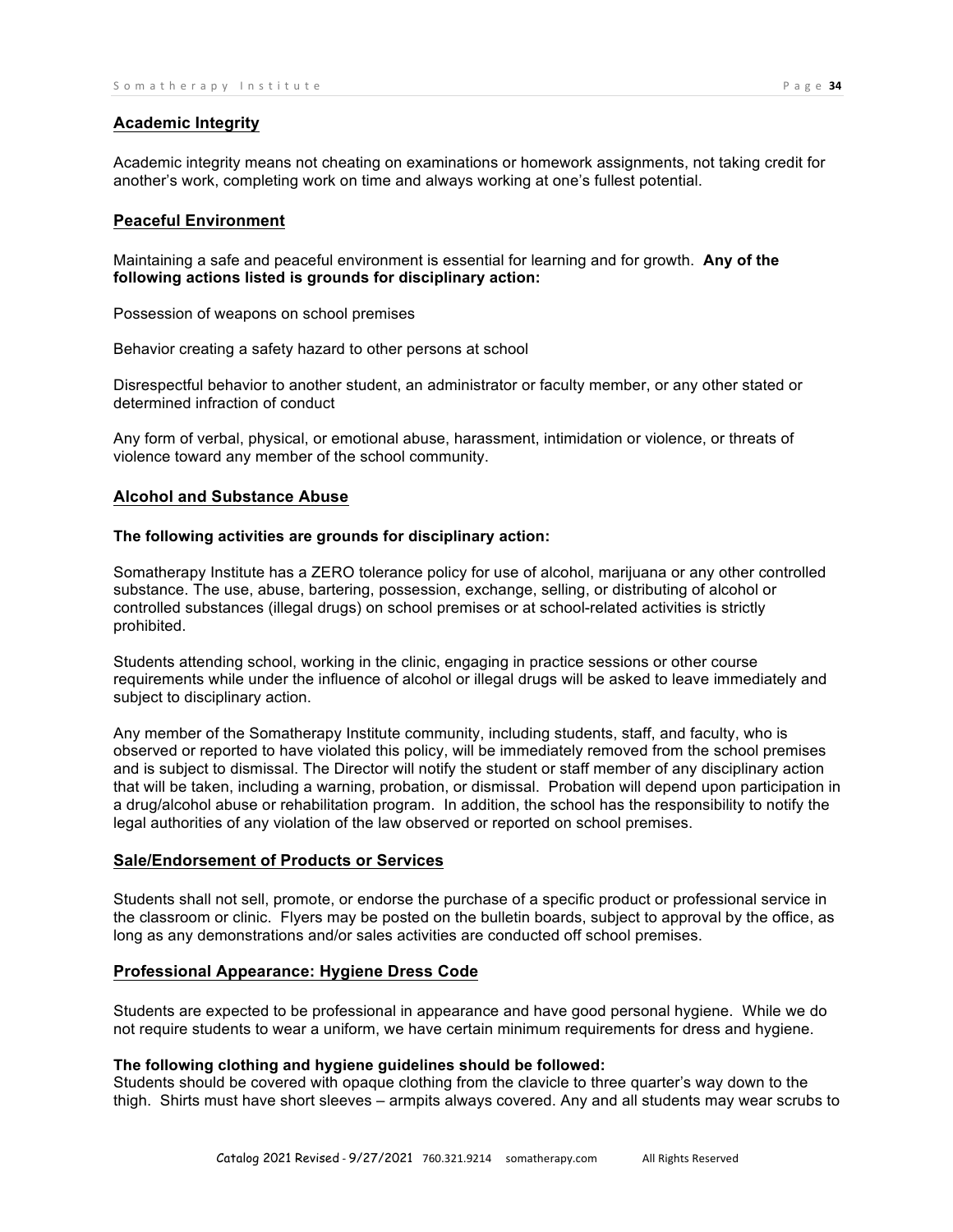## Academic Integrity

Academic integrity means not cheating on examinations or homework assignments, not taking credit for another's work, completing work on time and always working at one's fullest potential.

## Peaceful Environment

Maintaining a safe and peaceful environment is essential for learning and for growth. **Any of the following actions listed is grounds for disciplinary action:**

Possession of weapons on school premises

Behavior creating a safety hazard to other persons at school

Disrespectful behavior to another student, an administrator or faculty member, or any other stated or determined infraction of conduct

Any form of verbal, physical, or emotional abuse, harassment, intimidation or violence, or threats of violence toward any member of the school community.

## Alcohol and Substance Abuse

**The following activities are grounds for disciplinary action:**

Somatherapy Institute has a ZERO tolerance policy for use of alcohol, marijuana or any other controlled substance. The use, abuse, bartering, possession, exchange, selling, or distributing of alcohol or controlled substances (illegal drugs) on school premises or at school-related activities is strictly prohibited.

Students attending school, working in the clinic, engaging in practice sessions or other course requirements while under the influence of alcohol or illegal drugs will be asked to leave immediately and subject to disciplinary action.

Any member of the Somatherapy Institute community, including students, staff, and faculty, who is observed or reported to have violated this policy, will be immediately removed from the school premises and is subject to dismissal. The Director will notify the student or staff member of any disciplinary action that will be taken, including a warning, probation, or dismissal. Probation will depend upon participation in a drug/alcohol abuse or rehabilitation program. In addition, the school has the responsibility to notify the legal authorities of any violation of the law observed or reported on school premises.

## Sale/Endorsement of Products or Services

Students shall not sell, promote, or endorse the purchase of a specific product or professional service in the classroom or clinic. Flyers may be posted on the bulletin boards, subject to approval by the office, as long as any demonstrations and/or sales activities are conducted off school premises.

## Professional Appearance: Hygiene Dress Code

Students are expected to be professional in appearance and have good personal hygiene. While we do not require students to wear a uniform, we have certain minimum requirements for dress and hygiene.

**The following clothing and hygiene guidelines should be followed:**
Students should be covered with opaque clothing from the clavicle to three quarter's way down to the thigh. Shirts must have short sleeves – armpits always covered. Any and all students may wear scrubs to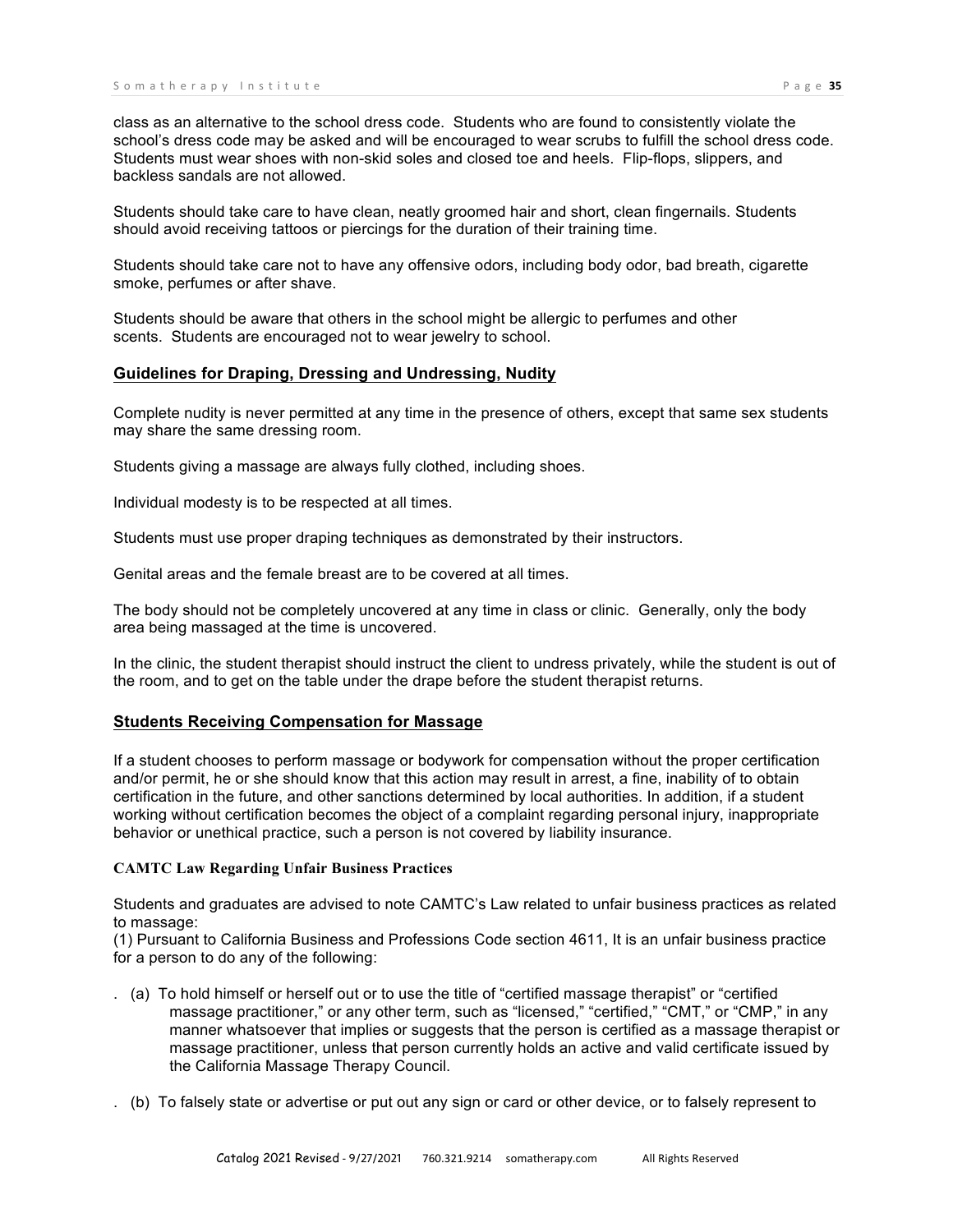class as an alternative to the school dress code. Students who are found to consistently violate the school's dress code may be asked and will be encouraged to wear scrubs to fulfill the school dress code. Students must wear shoes with non-skid soles and closed toe and heels. Flip-flops, slippers, and backless sandals are not allowed.

Students should take care to have clean, neatly groomed hair and short, clean fingernails. Students should avoid receiving tattoos or piercings for the duration of their training time.

Students should take care not to have any offensive odors, including body odor, bad breath, cigarette smoke, perfumes or after shave.

Students should be aware that others in the school might be allergic to perfumes and other scents. Students are encouraged not to wear jewelry to school.

## Guidelines for Draping, Dressing and Undressing, Nudity

Complete nudity is never permitted at any time in the presence of others, except that same sex students may share the same dressing room.

Students giving a massage are always fully clothed, including shoes.

Individual modesty is to be respected at all times.

Students must use proper draping techniques as demonstrated by their instructors.

Genital areas and the female breast are to be covered at all times.

The body should not be completely uncovered at any time in class or clinic. Generally, only the body area being massaged at the time is uncovered.

In the clinic, the student therapist should instruct the client to undress privately, while the student is out of the room, and to get on the table under the drape before the student therapist returns.

## Students Receiving Compensation for Massage

If a student chooses to perform massage or bodywork for compensation without the proper certification and/or permit, he or she should know that this action may result in arrest, a fine, inability of to obtain certification in the future, and other sanctions determined by local authorities. In addition, if a student working without certification becomes the object of a complaint regarding personal injury, inappropriate behavior or unethical practice, such a person is not covered by liability insurance.

### CAMTC Law Regarding Unfair Business Practices

Students and graduates are advised to note CAMTC's Law related to unfair business practices as related to massage:
(1) Pursuant to California Business and Professions Code section 4611, It is an unfair business practice for a person to do any of the following:

. (a) To hold himself or herself out or to use the title of "certified massage therapist" or "certified massage practitioner," or any other term, such as "licensed," "certified," "CMT," or "CMP," in any manner whatsoever that implies or suggests that the person is certified as a massage therapist or massage practitioner, unless that person currently holds an active and valid certificate issued by the California Massage Therapy Council.

. (b) To falsely state or advertise or put out any sign or card or other device, or to falsely represent to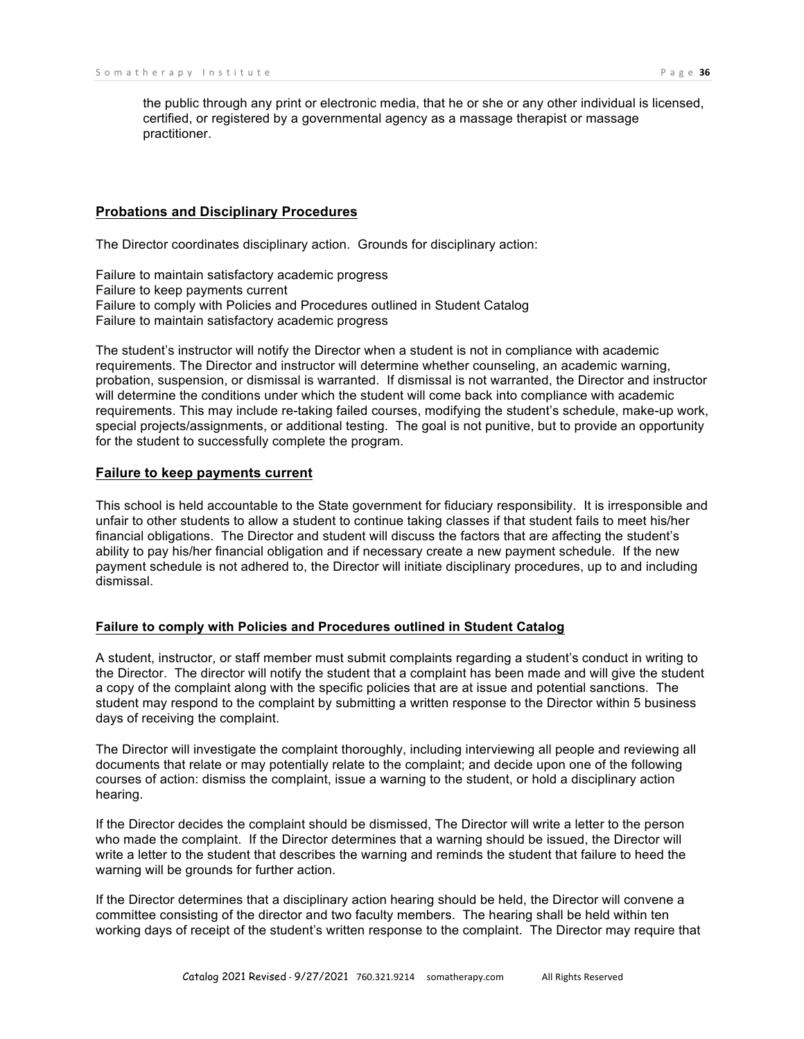the public through any print or electronic media, that he or she or any other individual is licensed, certified, or registered by a governmental agency as a massage therapist or massage practitioner.

## Probations and Disciplinary Procedures

The Director coordinates disciplinary action. Grounds for disciplinary action:

Failure to maintain satisfactory academic progress
Failure to keep payments current
Failure to comply with Policies and Procedures outlined in Student Catalog
Failure to maintain satisfactory academic progress

The student's instructor will notify the Director when a student is not in compliance with academic requirements. The Director and instructor will determine whether counseling, an academic warning, probation, suspension, or dismissal is warranted. If dismissal is not warranted, the Director and instructor will determine the conditions under which the student will come back into compliance with academic requirements. This may include re-taking failed courses, modifying the student's schedule, make-up work, special projects/assignments, or additional testing. The goal is not punitive, but to provide an opportunity for the student to successfully complete the program.

## Failure to keep payments current

This school is held accountable to the State government for fiduciary responsibility. It is irresponsible and unfair to other students to allow a student to continue taking classes if that student fails to meet his/her financial obligations. The Director and student will discuss the factors that are affecting the student's ability to pay his/her financial obligation and if necessary create a new payment schedule. If the new payment schedule is not adhered to, the Director will initiate disciplinary procedures, up to and including dismissal.

## Failure to comply with Policies and Procedures outlined in Student Catalog

A student, instructor, or staff member must submit complaints regarding a student's conduct in writing to the Director. The director will notify the student that a complaint has been made and will give the student a copy of the complaint along with the specific policies that are at issue and potential sanctions. The student may respond to the complaint by submitting a written response to the Director within 5 business days of receiving the complaint.

The Director will investigate the complaint thoroughly, including interviewing all people and reviewing all documents that relate or may potentially relate to the complaint; and decide upon one of the following courses of action: dismiss the complaint, issue a warning to the student, or hold a disciplinary action hearing.

If the Director decides the complaint should be dismissed, The Director will write a letter to the person who made the complaint. If the Director determines that a warning should be issued, the Director will write a letter to the student that describes the warning and reminds the student that failure to heed the warning will be grounds for further action.

If the Director determines that a disciplinary action hearing should be held, the Director will convene a committee consisting of the director and two faculty members. The hearing shall be held within ten working days of receipt of the student's written response to the complaint. The Director may require that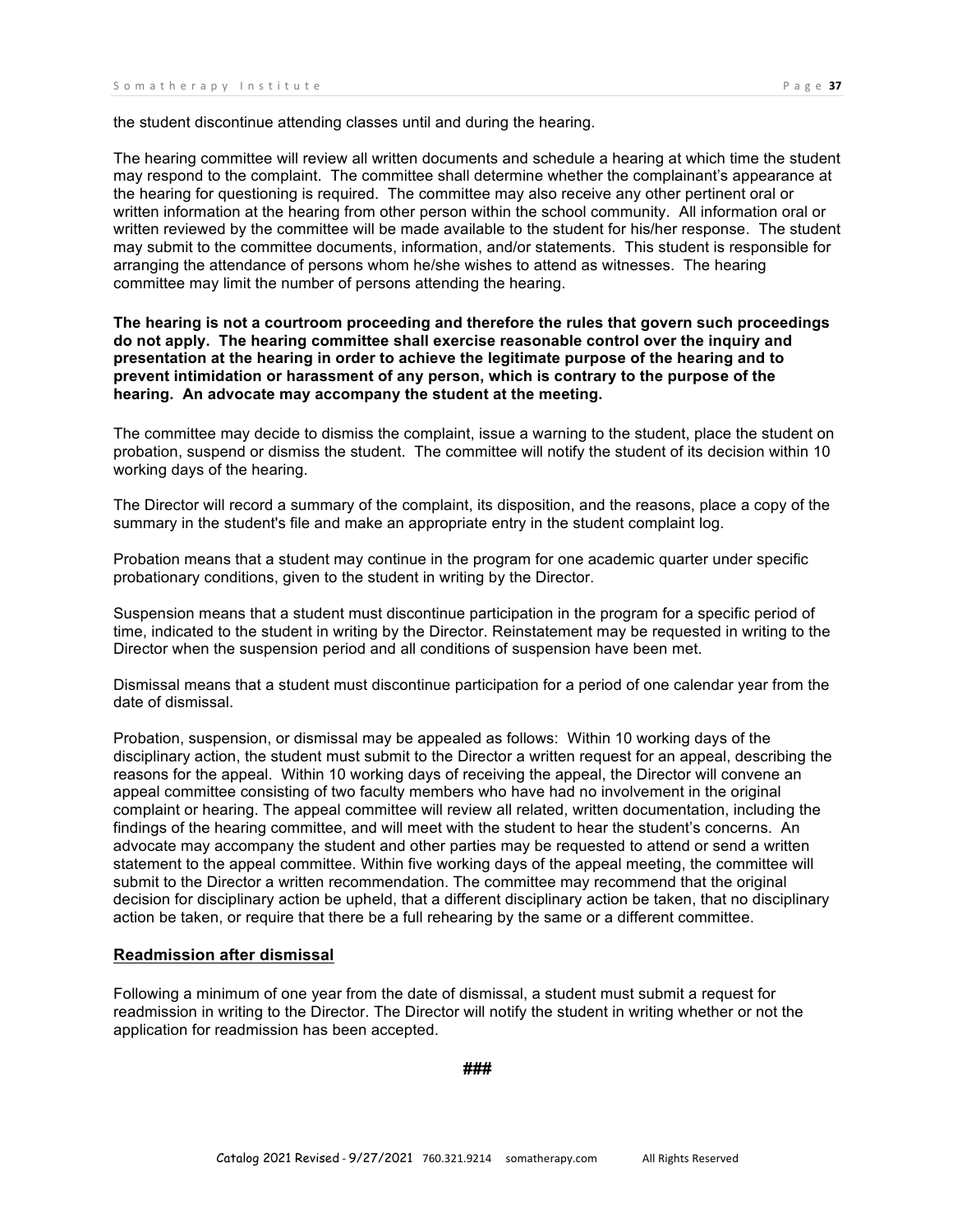the student discontinue attending classes until and during the hearing.

The hearing committee will review all written documents and schedule a hearing at which time the student may respond to the complaint. The committee shall determine whether the complainant's appearance at the hearing for questioning is required. The committee may also receive any other pertinent oral or written information at the hearing from other person within the school community. All information oral or written reviewed by the committee will be made available to the student for his/her response. The student may submit to the committee documents, information, and/or statements. This student is responsible for arranging the attendance of persons whom he/she wishes to attend as witnesses. The hearing committee may limit the number of persons attending the hearing.

**The hearing is not a courtroom proceeding and therefore the rules that govern such proceedings do not apply. The hearing committee shall exercise reasonable control over the inquiry and presentation at the hearing in order to achieve the legitimate purpose of the hearing and to prevent intimidation or harassment of any person, which is contrary to the purpose of the hearing. An advocate may accompany the student at the meeting.**

The committee may decide to dismiss the complaint, issue a warning to the student, place the student on probation, suspend or dismiss the student. The committee will notify the student of its decision within 10 working days of the hearing.

The Director will record a summary of the complaint, its disposition, and the reasons, place a copy of the summary in the student's file and make an appropriate entry in the student complaint log.

Probation means that a student may continue in the program for one academic quarter under specific probationary conditions, given to the student in writing by the Director.

Suspension means that a student must discontinue participation in the program for a specific period of time, indicated to the student in writing by the Director. Reinstatement may be requested in writing to the Director when the suspension period and all conditions of suspension have been met.

Dismissal means that a student must discontinue participation for a period of one calendar year from the date of dismissal.

Probation, suspension, or dismissal may be appealed as follows: Within 10 working days of the disciplinary action, the student must submit to the Director a written request for an appeal, describing the reasons for the appeal. Within 10 working days of receiving the appeal, the Director will convene an appeal committee consisting of two faculty members who have had no involvement in the original complaint or hearing. The appeal committee will review all related, written documentation, including the findings of the hearing committee, and will meet with the student to hear the student's concerns. An advocate may accompany the student and other parties may be requested to attend or send a written statement to the appeal committee. Within five working days of the appeal meeting, the committee will submit to the Director a written recommendation. The committee may recommend that the original decision for disciplinary action be upheld, that a different disciplinary action be taken, that no disciplinary action be taken, or require that there be a full rehearing by the same or a different committee.

## Readmission after dismissal

Following a minimum of one year from the date of dismissal, a student must submit a request for readmission in writing to the Director. The Director will notify the student in writing whether or not the application for readmission has been accepted.

###